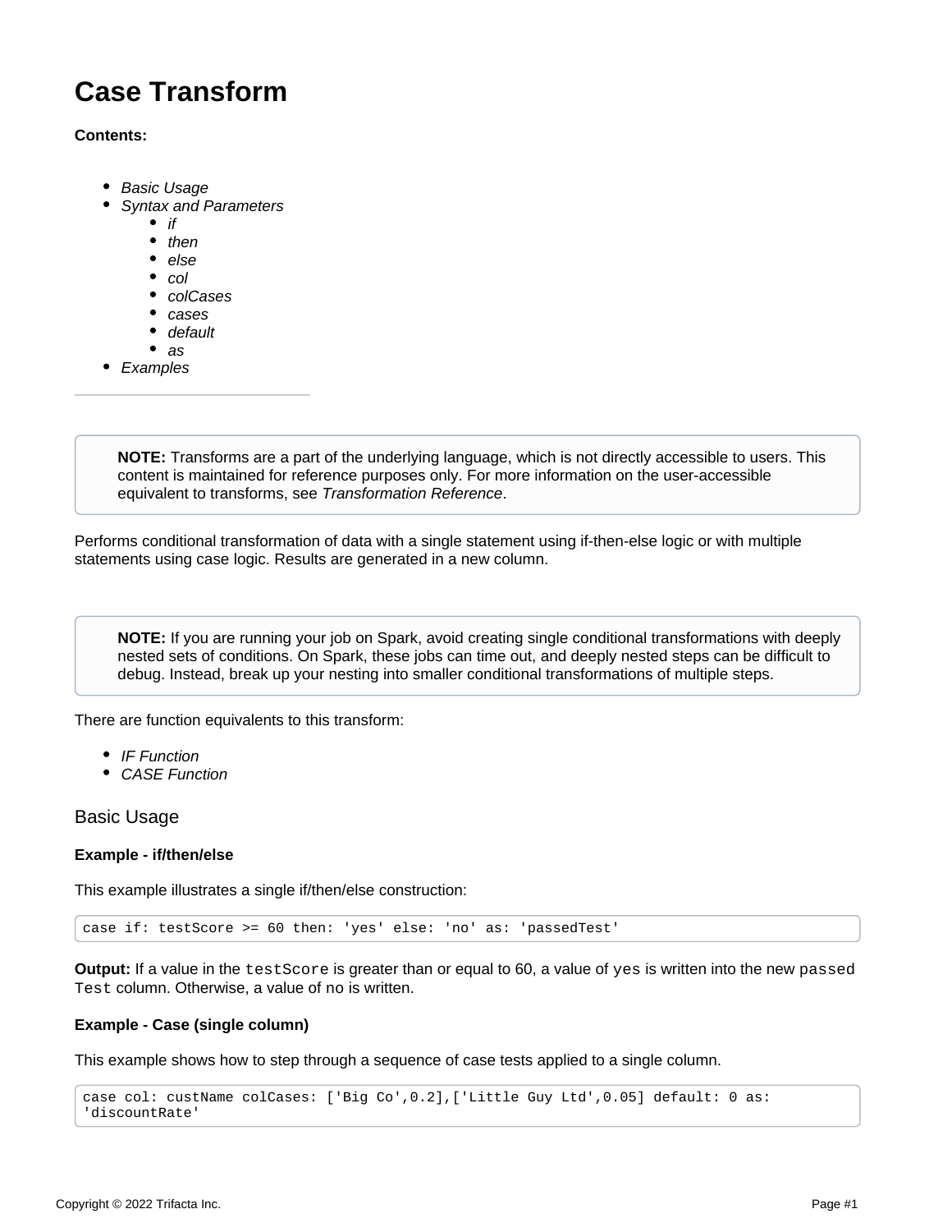# Case Transform

**Contents:**

- *Basic Usage*
- *Syntax and Parameters*
    - *if*
    - *then*
    - *else*
    - *col*
    - *colCases*
    - *cases*
    - *default*
    - *as*
- *Examples*

---

> **NOTE:** Transforms are a part of the underlying language, which is not directly accessible to users. This content is maintained for reference purposes only. For more information on the user-accessible equivalent to transforms, see *Transformation Reference*.

Performs conditional transformation of data with a single statement using if-then-else logic or with multiple statements using case logic. Results are generated in a new column.

> **NOTE:** If you are running your job on Spark, avoid creating single conditional transformations with deeply nested sets of conditions. On Spark, these jobs can time out, and deeply nested steps can be difficult to debug. Instead, break up your nesting into smaller conditional transformations of multiple steps.

There are function equivalents to this transform:

- *IF Function*
- *CASE Function*

## Basic Usage

**Example - if/then/else**

This example illustrates a single if/then/else construction:

```
case if: testScore >= 60 then: 'yes' else: 'no' as: 'passedTest'
```

**Output:** If a value in the `testScore` is greater than or equal to 60, a value of `yes` is written into the new `passedTest` column. Otherwise, a value of no is written.

**Example - Case (single column)**

This example shows how to step through a sequence of case tests applied to a single column.

```
case col: custName colCases: ['Big Co',0.2],['Little Guy Ltd',0.05] default: 0 as:
'discountRate'
```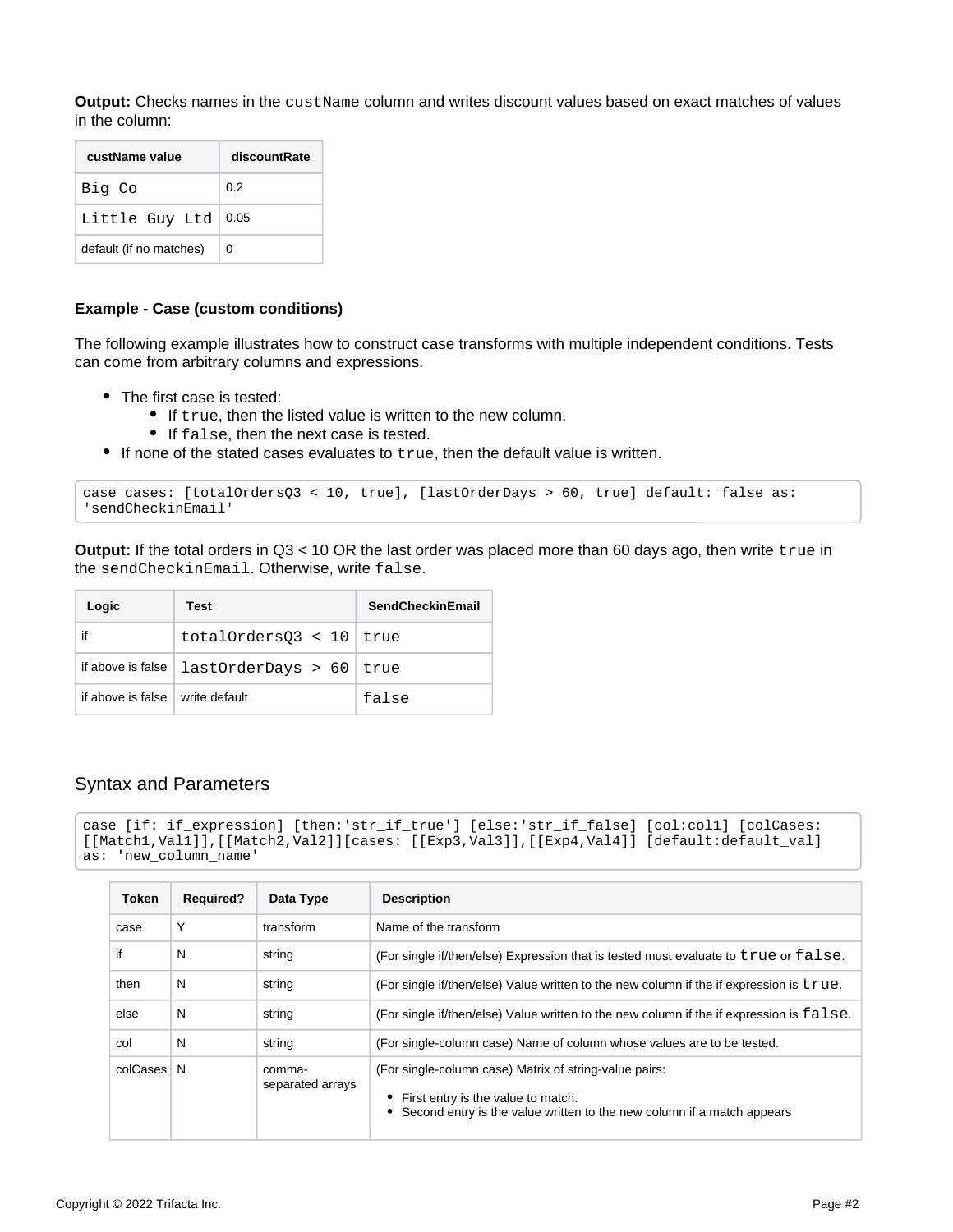**Output:** Checks names in the `custName` column and writes discount values based on exact matches of values in the column:

| custName value | discountRate |
| --- | --- |
| `Big Co` | 0.2 |
| `Little Guy Ltd` | 0.05 |
| default (if no matches) | 0 |

#### Example - Case (custom conditions)

The following example illustrates how to construct case transforms with multiple independent conditions. Tests can come from arbitrary columns and expressions.

- The first case is tested:
  - If `true`, then the listed value is written to the new column.
  - If `false`, then the next case is tested.
- If none of the stated cases evaluates to `true`, then the default value is written.

```
case cases: [totalOrdersQ3 < 10, true], [lastOrderDays > 60, true] default: false as: 'sendCheckinEmail'
```

**Output:** If the total orders in Q3 < 10 OR the last order was placed more than 60 days ago, then write `true` in the `sendCheckinEmail`. Otherwise, write `false`.

| Logic | Test | SendCheckinEmail |
| --- | --- | --- |
| if | `totalOrdersQ3 < 10` | `true` |
| if above is false | `lastOrderDays > 60` | `true` |
| if above is false | write default | `false` |

## Syntax and Parameters

```
case [if: if_expression] [then:'str_if_true'] [else:'str_if_false'] [col:col1] [colCases:[[Match1,Val1]],[[Match2,Val2]][cases: [[Exp3,Val3]],[[Exp4,Val4]] [default:default_val] as: 'new_column_name'
```

| Token | Required? | Data Type | Description |
| --- | --- | --- | --- |
| case | Y | transform | Name of the transform |
| if | N | string | (For single if/then/else) Expression that is tested must evaluate to `true` or `false`. |
| then | N | string | (For single if/then/else) Value written to the new column if the if expression is `true`. |
| else | N | string | (For single if/then/else) Value written to the new column if the if expression is `false`. |
| col | N | string | (For single-column case) Name of column whose values are to be tested. |
| colCases | N | comma-separated arrays | (For single-column case) Matrix of string-value pairs:<br>• First entry is the value to match.<br>• Second entry is the value written to the new column if a match appears |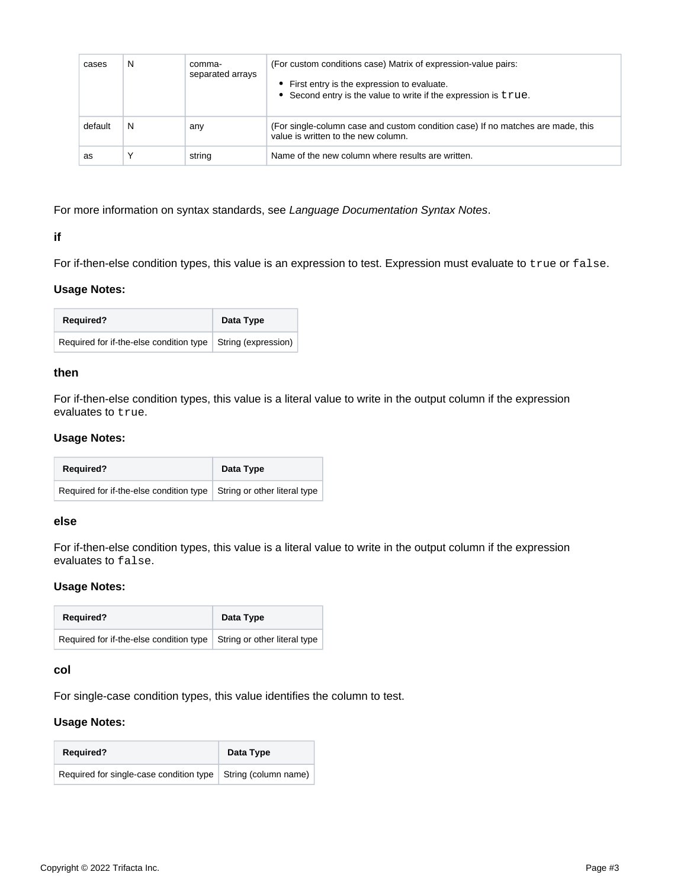| cases | N | comma-separated arrays | (For custom conditions case) Matrix of expression-value pairs:<br>• First entry is the expression to evaluate.<br>• Second entry is the value to write if the expression is `true`. |
|---|---|---|---|
| default | N | any | (For single-column case and custom condition case) If no matches are made, this value is written to the new column. |
| as | Y | string | Name of the new column where results are written. |

For more information on syntax standards, see *Language Documentation Syntax Notes*.

#### if

For if-then-else condition types, this value is an expression to test. Expression must evaluate to `true` or `false`.

**Usage Notes:**

| Required? | Data Type |
|---|---|
| Required for if-the-else condition type | String (expression) |

#### then

For if-then-else condition types, this value is a literal value to write in the output column if the expression evaluates to `true`.

**Usage Notes:**

| Required? | Data Type |
|---|---|
| Required for if-the-else condition type | String or other literal type |

#### else

For if-then-else condition types, this value is a literal value to write in the output column if the expression evaluates to `false`.

**Usage Notes:**

| Required? | Data Type |
|---|---|
| Required for if-the-else condition type | String or other literal type |

#### col

For single-case condition types, this value identifies the column to test.

**Usage Notes:**

| Required? | Data Type |
|---|---|
| Required for single-case condition type | String (column name) |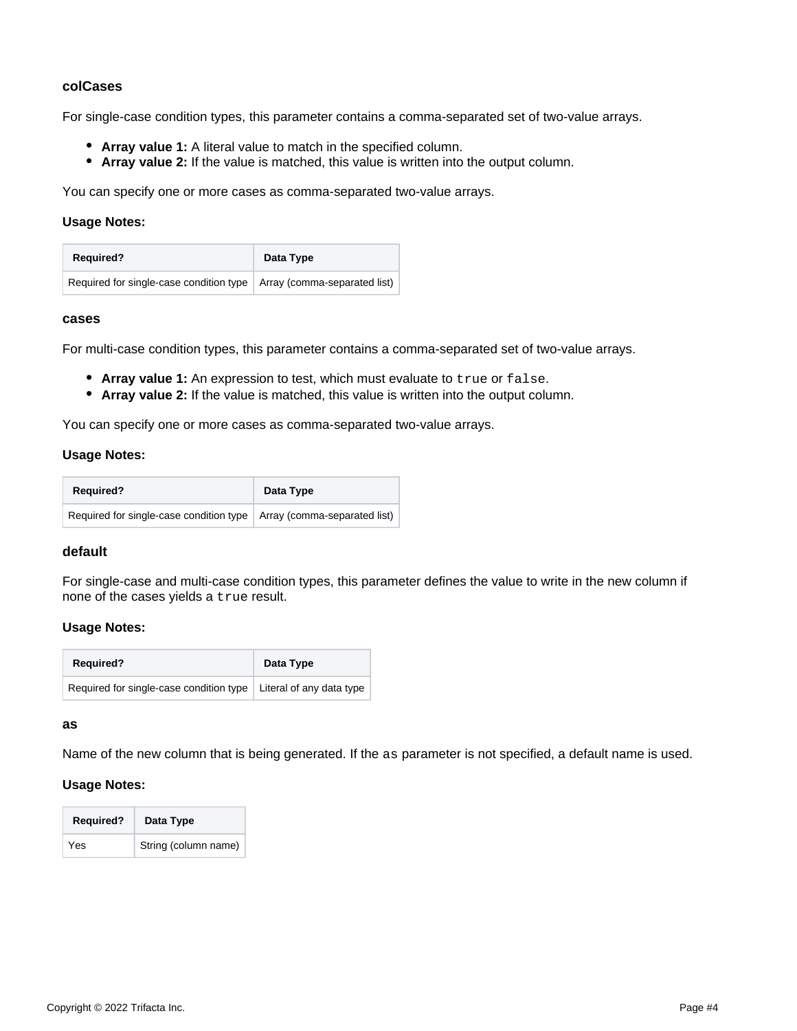### colCases

For single-case condition types, this parameter contains a comma-separated set of two-value arrays.

- **Array value 1:** A literal value to match in the specified column.
- **Array value 2:** If the value is matched, this value is written into the output column.

You can specify one or more cases as comma-separated two-value arrays.

**Usage Notes:**

| Required? | Data Type |
| --- | --- |
| Required for single-case condition type | Array (comma-separated list) |

### cases

For multi-case condition types, this parameter contains a comma-separated set of two-value arrays.

- **Array value 1:** An expression to test, which must evaluate to `true` or `false`.
- **Array value 2:** If the value is matched, this value is written into the output column.

You can specify one or more cases as comma-separated two-value arrays.

**Usage Notes:**

| Required? | Data Type |
| --- | --- |
| Required for single-case condition type | Array (comma-separated list) |

### default

For single-case and multi-case condition types, this parameter defines the value to write in the new column if none of the cases yields a `true` result.

**Usage Notes:**

| Required? | Data Type |
| --- | --- |
| Required for single-case condition type | Literal of any data type |

### as

Name of the new column that is being generated. If the `as` parameter is not specified, a default name is used.

**Usage Notes:**

| Required? | Data Type |
| --- | --- |
| Yes | String (column name) |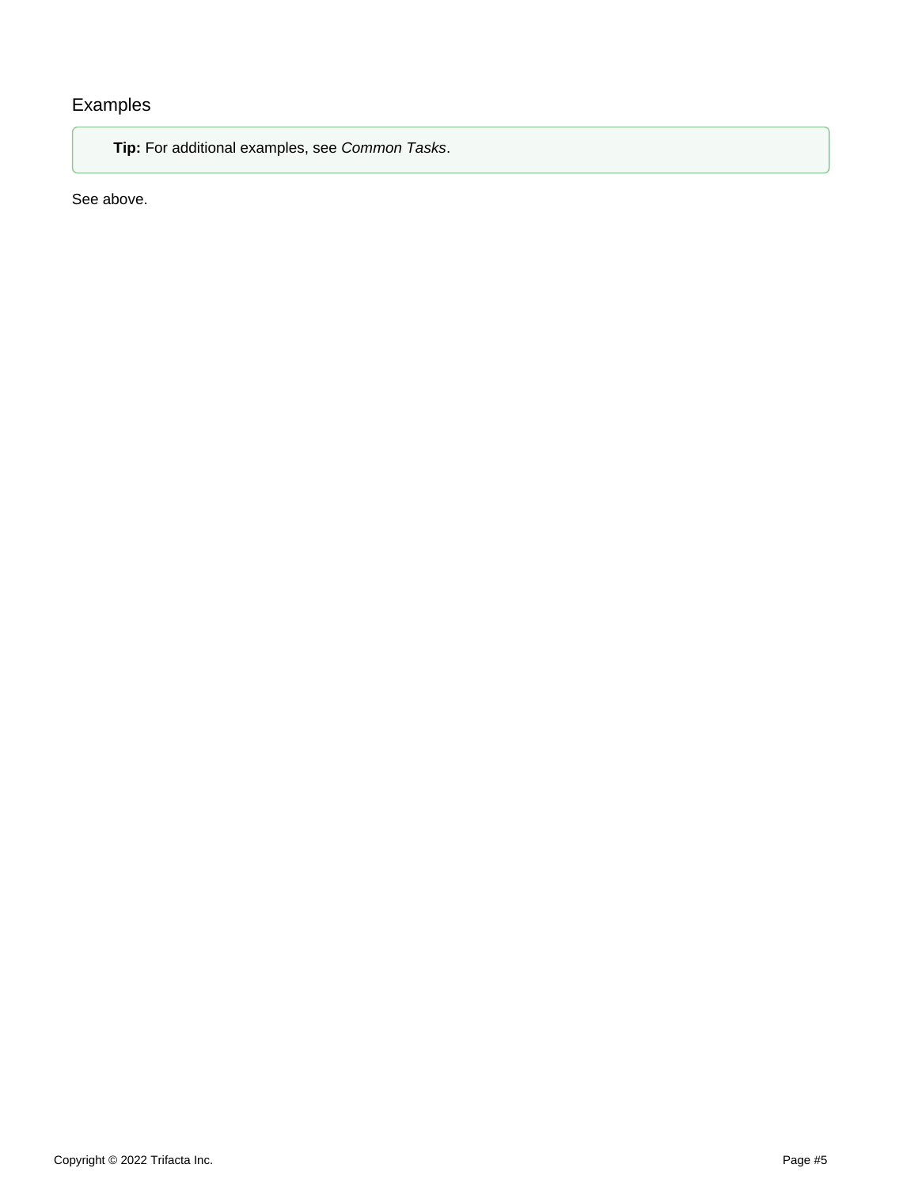## Examples

> **Tip:** For additional examples, see *Common Tasks*.

See above.